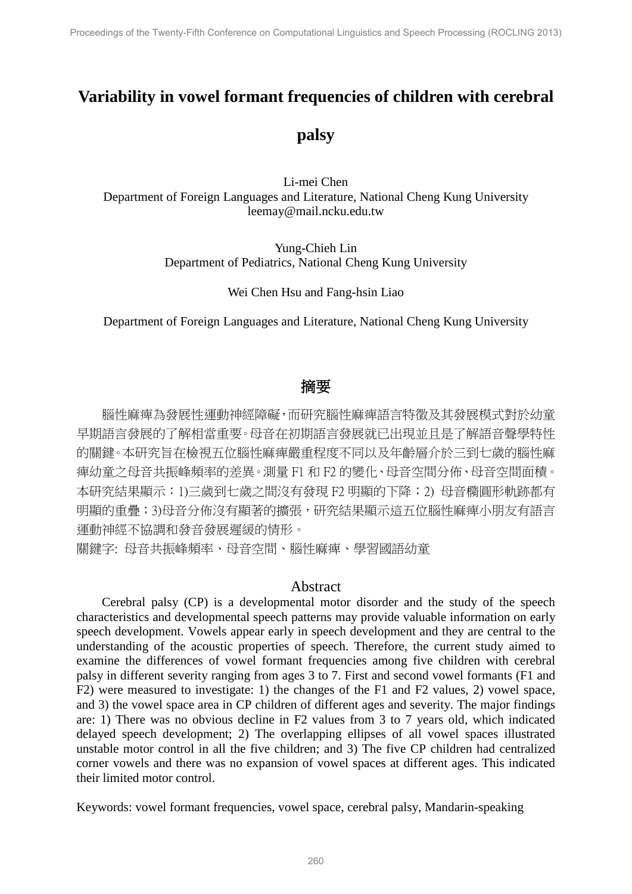# Variability in vowel formant frequencies of children with cerebral palsy

Li-mei Chen
Department of Foreign Languages and Literature, National Cheng Kung University
leemay@mail.ncku.edu.tw

Yung-Chieh Lin
Department of Pediatrics, National Cheng Kung University

Wei Chen Hsu and Fang-hsin Liao

Department of Foreign Languages and Literature, National Cheng Kung University

## 摘要

腦性麻痺為發展性運動神經障礙，而研究腦性麻痺語言特徵及其發展模式對於幼童早期語言發展的了解相當重要。母音在初期語言發展就已出現並且是了解語音聲學特性的關鍵。本研究旨在檢視五位腦性麻痺嚴重程度不同以及年齡層介於三到七歲的腦性麻痺幼童之母音共振峰頻率的差異。測量 F1 和 F2 的變化、母音空間分佈、母音空間面積。本研究結果顯示：1)三歲到七歲之間沒有發現 F2 明顯的下降；2) 母音橢圓形軌跡都有明顯的重疊；3)母音分佈沒有顯著的擴張，研究結果顯示這五位腦性麻痺小朋友有語言運動神經不協調和發音發展遲緩的情形。

關鍵字: 母音共振峰頻率、母音空間、腦性麻痺、學習國語幼童

## Abstract

Cerebral palsy (CP) is a developmental motor disorder and the study of the speech characteristics and developmental speech patterns may provide valuable information on early speech development. Vowels appear early in speech development and they are central to the understanding of the acoustic properties of speech. Therefore, the current study aimed to examine the differences of vowel formant frequencies among five children with cerebral palsy in different severity ranging from ages 3 to 7. First and second vowel formants (F1 and F2) were measured to investigate: 1) the changes of the F1 and F2 values, 2) vowel space, and 3) the vowel space area in CP children of different ages and severity. The major findings are: 1) There was no obvious decline in F2 values from 3 to 7 years old, which indicated delayed speech development; 2) The overlapping ellipses of all vowel spaces illustrated unstable motor control in all the five children; and 3) The five CP children had centralized corner vowels and there was no expansion of vowel spaces at different ages. This indicated their limited motor control.

Keywords: vowel formant frequencies, vowel space, cerebral palsy, Mandarin-speaking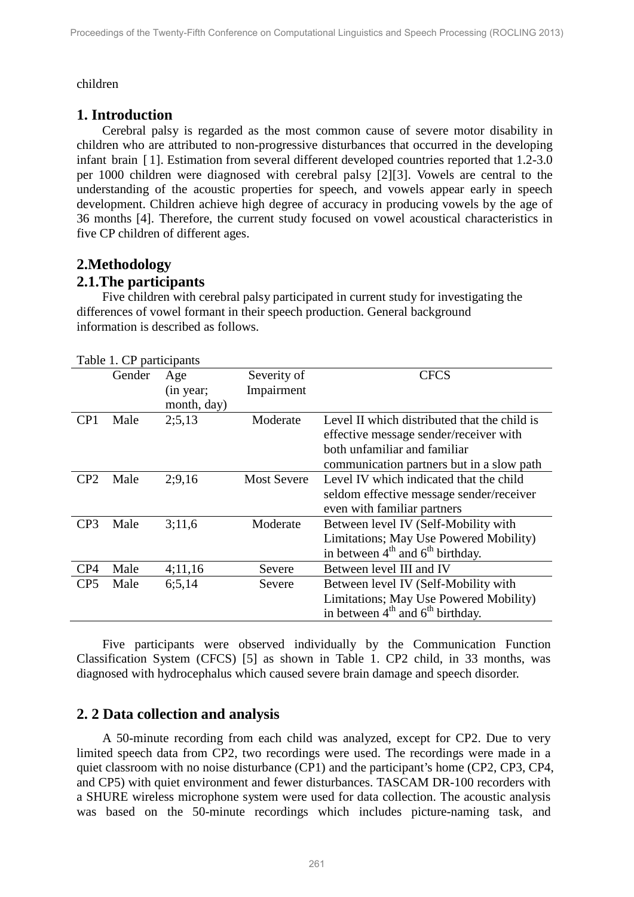children

## 1. Introduction

Cerebral palsy is regarded as the most common cause of severe motor disability in children who are attributed to non-progressive disturbances that occurred in the developing infant brain [1]. Estimation from several different developed countries reported that 1.2-3.0 per 1000 children were diagnosed with cerebral palsy [2][3]. Vowels are central to the understanding of the acoustic properties for speech, and vowels appear early in speech development. Children achieve high degree of accuracy in producing vowels by the age of 36 months [4]. Therefore, the current study focused on vowel acoustical characteristics in five CP children of different ages.

## 2.Methodology

### 2.1.The participants

Five children with cerebral palsy participated in current study for investigating the differences of vowel formant in their speech production. General background information is described as follows.

Table 1. CP participants

| | Gender | Age (in year; month, day) | Severity of Impairment | CFCS |
|---|---|---|---|---|
| CP1 | Male | 2;5,13 | Moderate | Level II which distributed that the child is effective message sender/receiver with both unfamiliar and familiar communication partners but in a slow path |
| CP2 | Male | 2;9,16 | Most Severe | Level IV which indicated that the child seldom effective message sender/receiver even with familiar partners |
| CP3 | Male | 3;11,6 | Moderate | Between level IV (Self-Mobility with Limitations; May Use Powered Mobility) in between 4th and 6th birthday. |
| CP4 | Male | 4;11,16 | Severe | Between level III and IV |
| CP5 | Male | 6;5,14 | Severe | Between level IV (Self-Mobility with Limitations; May Use Powered Mobility) in between 4th and 6th birthday. |

Five participants were observed individually by the Communication Function Classification System (CFCS) [5] as shown in Table 1. CP2 child, in 33 months, was diagnosed with hydrocephalus which caused severe brain damage and speech disorder.

### 2. 2 Data collection and analysis

A 50-minute recording from each child was analyzed, except for CP2. Due to very limited speech data from CP2, two recordings were used. The recordings were made in a quiet classroom with no noise disturbance (CP1) and the participant's home (CP2, CP3, CP4, and CP5) with quiet environment and fewer disturbances. TASCAM DR-100 recorders with a SHURE wireless microphone system were used for data collection. The acoustic analysis was based on the 50-minute recordings which includes picture-naming task, and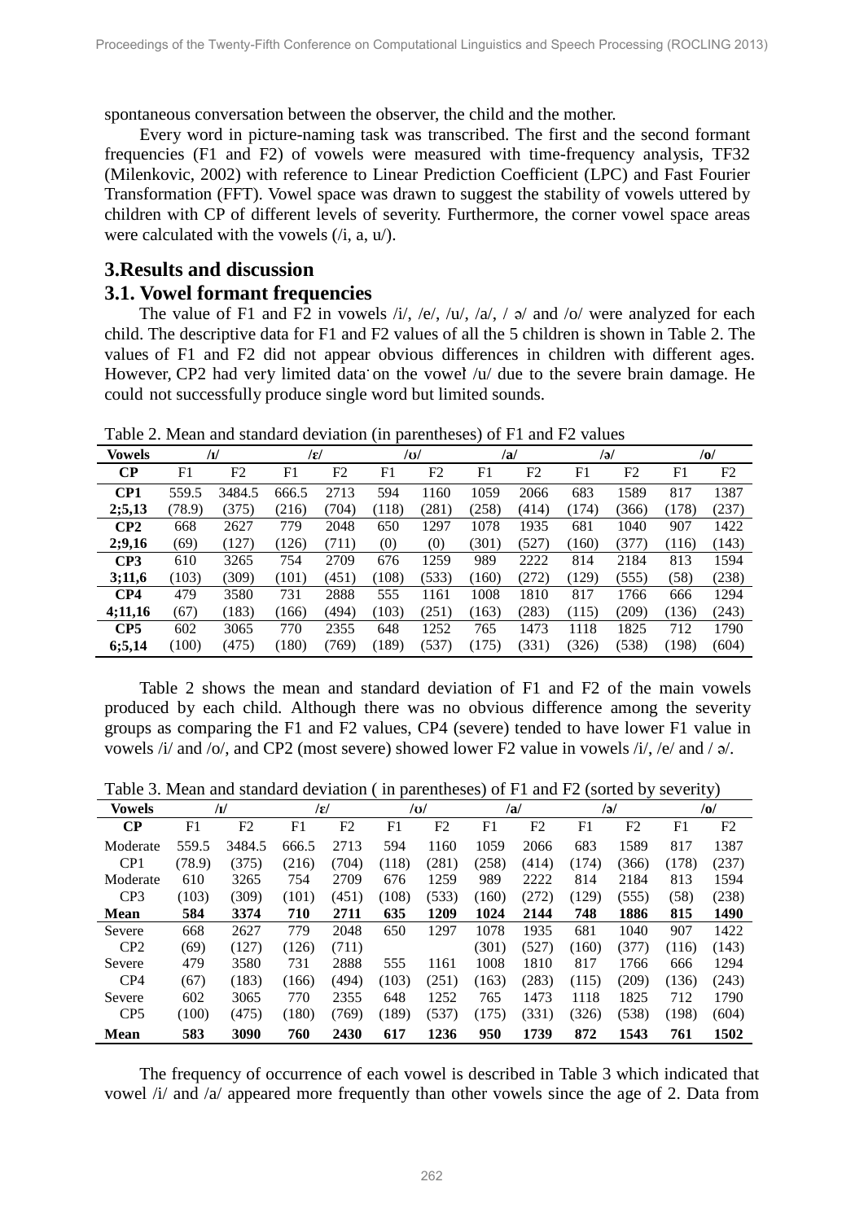spontaneous conversation between the observer, the child and the mother.

Every word in picture-naming task was transcribed. The first and the second formant frequencies (F1 and F2) of vowels were measured with time-frequency analysis, TF32 (Milenkovic, 2002) with reference to Linear Prediction Coefficient (LPC) and Fast Fourier Transformation (FFT). Vowel space was drawn to suggest the stability of vowels uttered by children with CP of different levels of severity. Furthermore, the corner vowel space areas were calculated with the vowels (/i, a, u/).

## 3.Results and discussion

### 3.1. Vowel formant frequencies

The value of F1 and F2 in vowels /i/, /e/, /u/, /a/, / ə/ and /o/ were analyzed for each child. The descriptive data for F1 and F2 values of all the 5 children is shown in Table 2. The values of F1 and F2 did not appear obvious differences in children with different ages. However, CP2 had very limited data on the vowel /u/ due to the severe brain damage. He could not successfully produce single word but limited sounds.

Table 2. Mean and standard deviation (in parentheses) of F1 and F2 values

| **Vowels** | **/ɪ/** | | **/ɛ/** | | **/ʊ/** | | **/a/** | | **/ə/** | | **/o/** | |
|---|---|---|---|---|---|---|---|---|---|---|---|---|
| **CP** | F1 | F2 | F1 | F2 | F1 | F2 | F1 | F2 | F1 | F2 | F1 | F2 |
| **CP1** | 559.5 | 3484.5 | 666.5 | 2713 | 594 | 1160 | 1059 | 2066 | 683 | 1589 | 817 | 1387 |
| **2;5,13** | (78.9) | (375) | (216) | (704) | (118) | (281) | (258) | (414) | (174) | (366) | (178) | (237) |
| **CP2** | 668 | 2627 | 779 | 2048 | 650 | 1297 | 1078 | 1935 | 681 | 1040 | 907 | 1422 |
| **2;9,16** | (69) | (127) | (126) | (711) | (0) | (0) | (301) | (527) | (160) | (377) | (116) | (143) |
| **CP3** | 610 | 3265 | 754 | 2709 | 676 | 1259 | 989 | 2222 | 814 | 2184 | 813 | 1594 |
| **3;11,6** | (103) | (309) | (101) | (451) | (108) | (533) | (160) | (272) | (129) | (555) | (58) | (238) |
| **CP4** | 479 | 3580 | 731 | 2888 | 555 | 1161 | 1008 | 1810 | 817 | 1766 | 666 | 1294 |
| **4;11,16** | (67) | (183) | (166) | (494) | (103) | (251) | (163) | (283) | (115) | (209) | (136) | (243) |
| **CP5** | 602 | 3065 | 770 | 2355 | 648 | 1252 | 765 | 1473 | 1118 | 1825 | 712 | 1790 |
| **6;5,14** | (100) | (475) | (180) | (769) | (189) | (537) | (175) | (331) | (326) | (538) | (198) | (604) |

Table 2 shows the mean and standard deviation of F1 and F2 of the main vowels produced by each child. Although there was no obvious difference among the severity groups as comparing the F1 and F2 values, CP4 (severe) tended to have lower F1 value in vowels /i/ and /o/, and CP2 (most severe) showed lower F2 value in vowels /i/, /e/ and / ə/.

Table 3. Mean and standard deviation ( in parentheses) of F1 and F2 (sorted by severity)

| **Vowels** | **/ɪ/** | | **/ɛ/** | | **/ʊ/** | | **/a/** | | **/ə/** | | **/o/** | |
|---|---|---|---|---|---|---|---|---|---|---|---|---|
| **CP** | F1 | F2 | F1 | F2 | F1 | F2 | F1 | F2 | F1 | F2 | F1 | F2 |
| Moderate | 559.5 | 3484.5 | 666.5 | 2713 | 594 | 1160 | 1059 | 2066 | 683 | 1589 | 817 | 1387 |
| CP1 | (78.9) | (375) | (216) | (704) | (118) | (281) | (258) | (414) | (174) | (366) | (178) | (237) |
| Moderate | 610 | 3265 | 754 | 2709 | 676 | 1259 | 989 | 2222 | 814 | 2184 | 813 | 1594 |
| CP3 | (103) | (309) | (101) | (451) | (108) | (533) | (160) | (272) | (129) | (555) | (58) | (238) |
| **Mean** | **584** | **3374** | **710** | **2711** | **635** | **1209** | **1024** | **2144** | **748** | **1886** | **815** | **1490** |
| Severe | 668 | 2627 | 779 | 2048 | 650 | 1297 | 1078 | 1935 | 681 | 1040 | 907 | 1422 |
| CP2 | (69) | (127) | (126) | (711) | | | (301) | (527) | (160) | (377) | (116) | (143) |
| Severe | 479 | 3580 | 731 | 2888 | 555 | 1161 | 1008 | 1810 | 817 | 1766 | 666 | 1294 |
| CP4 | (67) | (183) | (166) | (494) | (103) | (251) | (163) | (283) | (115) | (209) | (136) | (243) |
| Severe | 602 | 3065 | 770 | 2355 | 648 | 1252 | 765 | 1473 | 1118 | 1825 | 712 | 1790 |
| CP5 | (100) | (475) | (180) | (769) | (189) | (537) | (175) | (331) | (326) | (538) | (198) | (604) |
| **Mean** | **583** | **3090** | **760** | **2430** | **617** | **1236** | **950** | **1739** | **872** | **1543** | **761** | **1502** |

The frequency of occurrence of each vowel is described in Table 3 which indicated that vowel /i/ and /a/ appeared more frequently than other vowels since the age of 2. Data from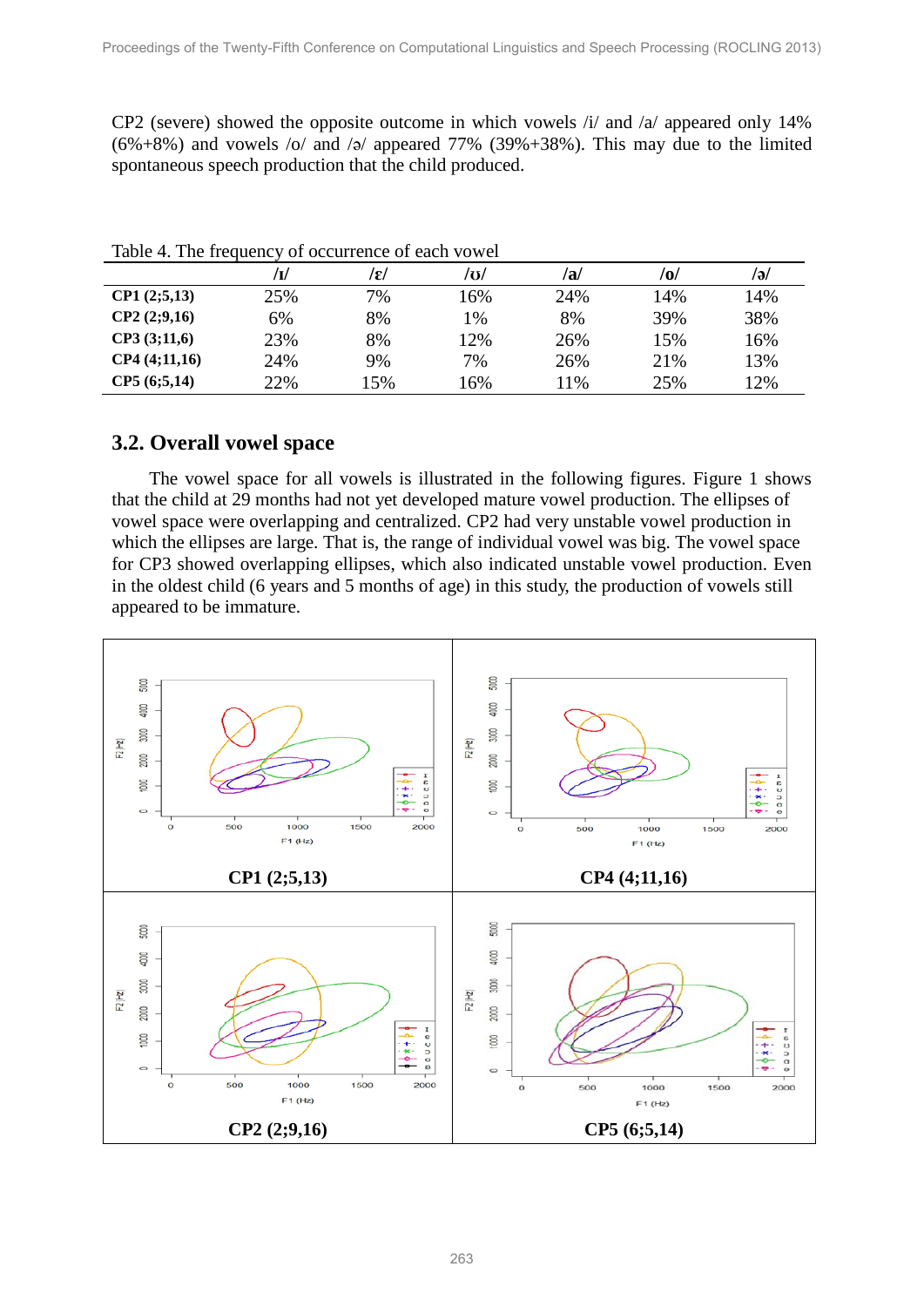CP2 (severe) showed the opposite outcome in which vowels /i/ and /a/ appeared only 14% (6%+8%) and vowels /o/ and /ə/ appeared 77% (39%+38%). This may due to the limited spontaneous speech production that the child produced.

Table 4. The frequency of occurrence of each vowel

| | /ɪ/ | /ɛ/ | /ʊ/ | /a/ | /o/ | /ə/ |
|---|---|---|---|---|---|---|
| **CP1 (2;5,13)** | 25% | 7% | 16% | 24% | 14% | 14% |
| **CP2 (2;9,16)** | 6% | 8% | 1% | 8% | 39% | 38% |
| **CP3 (3;11,6)** | 23% | 8% | 12% | 26% | 15% | 16% |
| **CP4 (4;11,16)** | 24% | 9% | 7% | 26% | 21% | 13% |
| **CP5 (6;5,14)** | 22% | 15% | 16% | 11% | 25% | 12% |

## 3.2. Overall vowel space

The vowel space for all vowels is illustrated in the following figures. Figure 1 shows that the child at 29 months had not yet developed mature vowel production. The ellipses of vowel space were overlapping and centralized. CP2 had very unstable vowel production in which the ellipses are large. That is, the range of individual vowel was big. The vowel space for CP3 showed overlapping ellipses, which also indicated unstable vowel production. Even in the oldest child (6 years and 5 months of age) in this study, the production of vowels still appeared to be immature.

**CP1 (2;5,13)**

**CP4 (4;11,16)**

**CP2 (2;9,16)**

**CP5 (6;5,14)**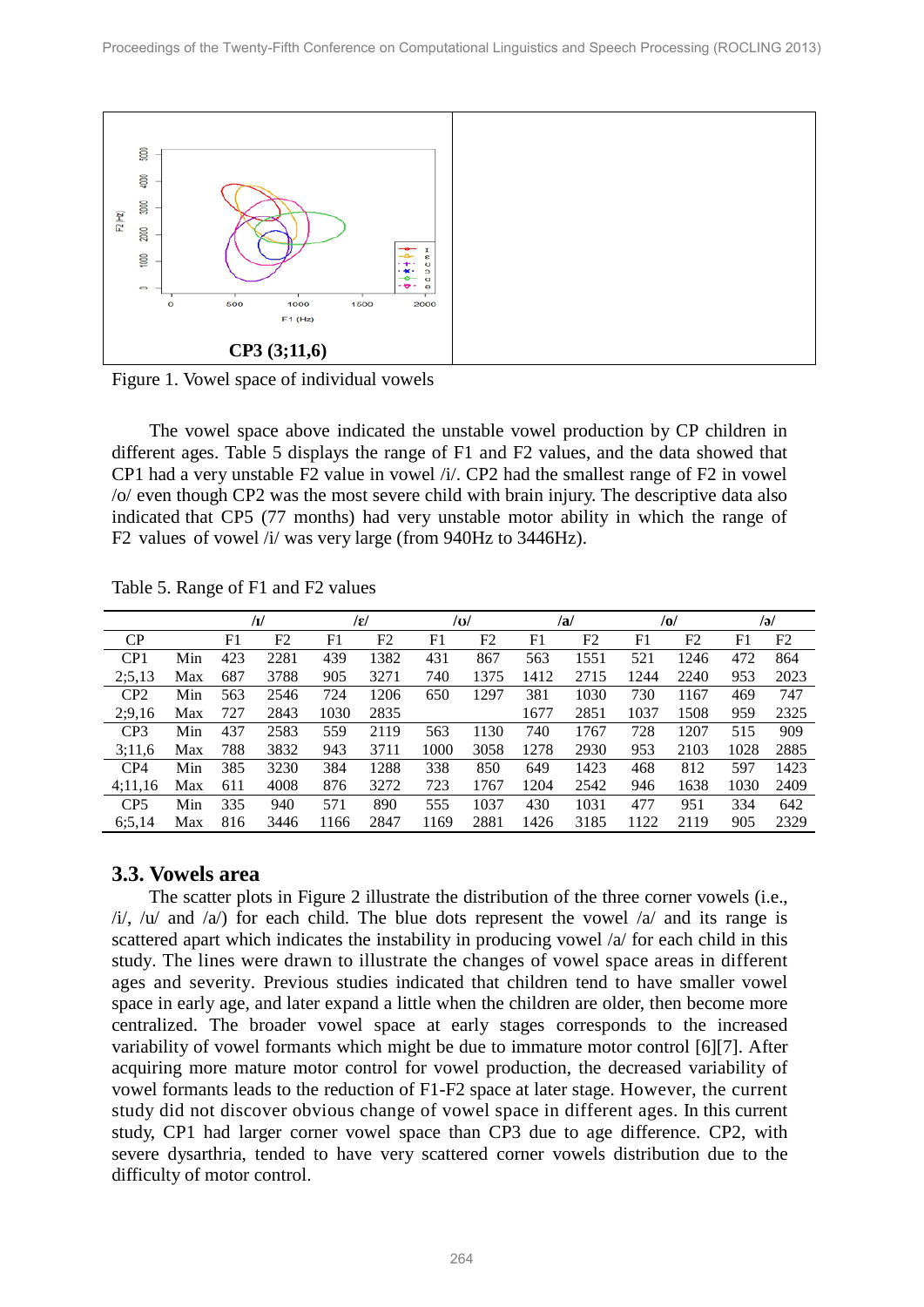CP3 (3;11,6)

Figure 1. Vowel space of individual vowels

The vowel space above indicated the unstable vowel production by CP children in different ages. Table 5 displays the range of F1 and F2 values, and the data showed that CP1 had a very unstable F2 value in vowel /i/. CP2 had the smallest range of F2 in vowel /o/ even though CP2 was the most severe child with brain injury. The descriptive data also indicated that CP5 (77 months) had very unstable motor ability in which the range of F2 values of vowel /i/ was very large (from 940Hz to 3446Hz).

Table 5. Range of F1 and F2 values

| | | /ɪ/ | | /ɛ/ | | /ʊ/ | | /a/ | | /o/ | | /ə/ | |
|---|---|---|---|---|---|---|---|---|---|---|---|---|---|
| CP | | F1 | F2 | F1 | F2 | F1 | F2 | F1 | F2 | F1 | F2 | F1 | F2 |
| CP1 | Min | 423 | 2281 | 439 | 1382 | 431 | 867 | 563 | 1551 | 521 | 1246 | 472 | 864 |
| 2;5,13 | Max | 687 | 3788 | 905 | 3271 | 740 | 1375 | 1412 | 2715 | 1244 | 2240 | 953 | 2023 |
| CP2 | Min | 563 | 2546 | 724 | 1206 | 650 | 1297 | 381 | 1030 | 730 | 1167 | 469 | 747 |
| 2;9,16 | Max | 727 | 2843 | 1030 | 2835 | | | 1677 | 2851 | 1037 | 1508 | 959 | 2325 |
| CP3 | Min | 437 | 2583 | 559 | 2119 | 563 | 1130 | 740 | 1767 | 728 | 1207 | 515 | 909 |
| 3;11,6 | Max | 788 | 3832 | 943 | 3711 | 1000 | 3058 | 1278 | 2930 | 953 | 2103 | 1028 | 2885 |
| CP4 | Min | 385 | 3230 | 384 | 1288 | 338 | 850 | 649 | 1423 | 468 | 812 | 597 | 1423 |
| 4;11,16 | Max | 611 | 4008 | 876 | 3272 | 723 | 1767 | 1204 | 2542 | 946 | 1638 | 1030 | 2409 |
| CP5 | Min | 335 | 940 | 571 | 890 | 555 | 1037 | 430 | 1031 | 477 | 951 | 334 | 642 |
| 6;5,14 | Max | 816 | 3446 | 1166 | 2847 | 1169 | 2881 | 1426 | 3185 | 1122 | 2119 | 905 | 2329 |

### 3.3. Vowels area

The scatter plots in Figure 2 illustrate the distribution of the three corner vowels (i.e., /i/, /u/ and /a/) for each child. The blue dots represent the vowel /a/ and its range is scattered apart which indicates the instability in producing vowel /a/ for each child in this study. The lines were drawn to illustrate the changes of vowel space areas in different ages and severity. Previous studies indicated that children tend to have smaller vowel space in early age, and later expand a little when the children are older, then become more centralized. The broader vowel space at early stages corresponds to the increased variability of vowel formants which might be due to immature motor control [6][7]. After acquiring more mature motor control for vowel production, the decreased variability of vowel formants leads to the reduction of F1-F2 space at later stage. However, the current study did not discover obvious change of vowel space in different ages. In this current study, CP1 had larger corner vowel space than CP3 due to age difference. CP2, with severe dysarthria, tended to have very scattered corner vowels distribution due to the difficulty of motor control.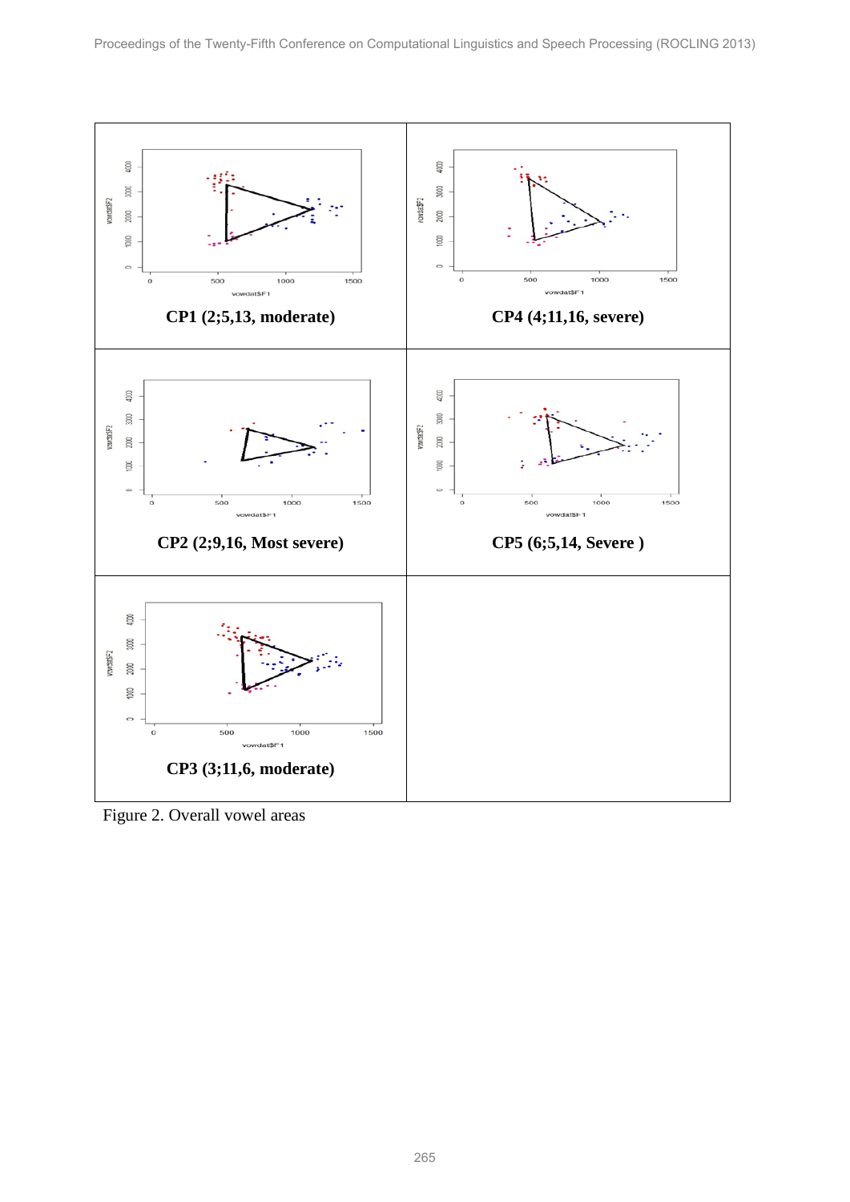CP1 (2;5,13, moderate)

CP4 (4;11,16, severe)

CP2 (2;9,16, Most severe)

CP5 (6;5,14, Severe )

CP3 (3;11,6, moderate)

Figure 2. Overall vowel areas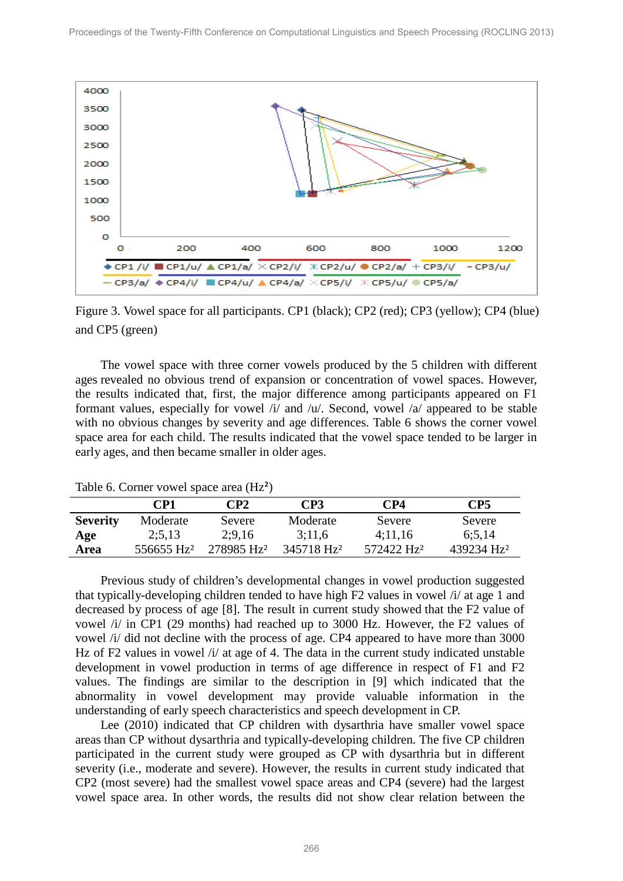Figure 3. Vowel space for all participants. CP1 (black); CP2 (red); CP3 (yellow); CP4 (blue) and CP5 (green)

The vowel space with three corner vowels produced by the 5 children with different ages revealed no obvious trend of expansion or concentration of vowel spaces. However, the results indicated that, first, the major difference among participants appeared on F1 formant values, especially for vowel /i/ and /u/. Second, vowel /a/ appeared to be stable with no obvious changes by severity and age differences. Table 6 shows the corner vowel space area for each child. The results indicated that the vowel space tended to be larger in early ages, and then became smaller in older ages.

Table 6. Corner vowel space area ($Hz^2$)

| | CP1 | CP2 | CP3 | CP4 | CP5 |
|---|---|---|---|---|---|
| **Severity** | Moderate | Severe | Moderate | Severe | Severe |
| **Age** | 2;5,13 | 2;9,16 | 3;11,6 | 4;11,16 | 6;5,14 |
| **Area** | 556655 $Hz^2$ | 278985 $Hz^2$ | 345718 $Hz^2$ | 572422 $Hz^2$ | 439234 $Hz^2$ |

Previous study of children's developmental changes in vowel production suggested that typically-developing children tended to have high F2 values in vowel /i/ at age 1 and decreased by process of age [8]. The result in current study showed that the F2 value of vowel /i/ in CP1 (29 months) had reached up to 3000 Hz. However, the F2 values of vowel /i/ did not decline with the process of age. CP4 appeared to have more than 3000 Hz of F2 values in vowel /i/ at age of 4. The data in the current study indicated unstable development in vowel production in terms of age difference in respect of F1 and F2 values. The findings are similar to the description in [9] which indicated that the abnormality in vowel development may provide valuable information in the understanding of early speech characteristics and speech development in CP.

Lee (2010) indicated that CP children with dysarthria have smaller vowel space areas than CP without dysarthria and typically-developing children. The five CP children participated in the current study were grouped as CP with dysarthria but in different severity (i.e., moderate and severe). However, the results in current study indicated that CP2 (most severe) had the smallest vowel space areas and CP4 (severe) had the largest vowel space area. In other words, the results did not show clear relation between the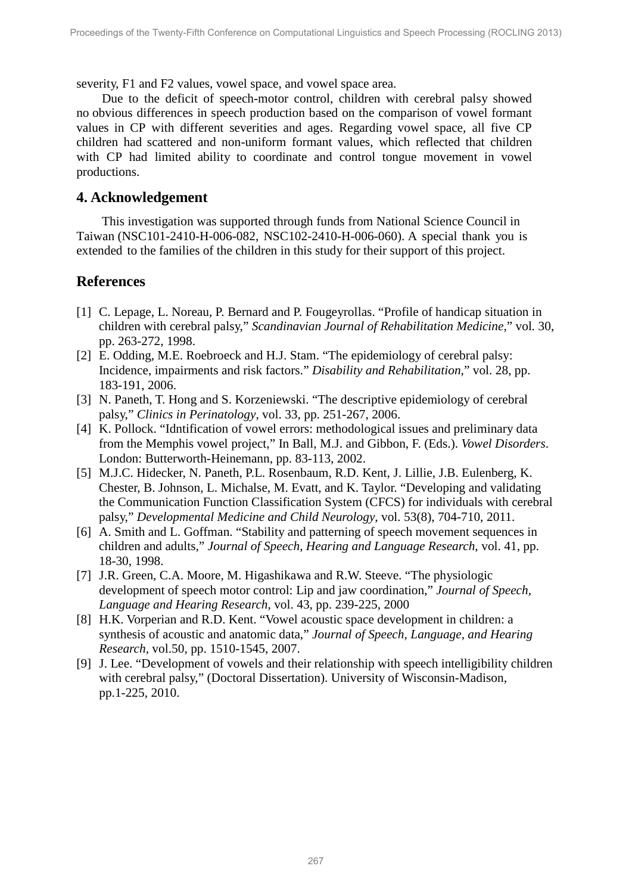severity, F1 and F2 values, vowel space, and vowel space area.

Due to the deficit of speech-motor control, children with cerebral palsy showed no obvious differences in speech production based on the comparison of vowel formant values in CP with different severities and ages. Regarding vowel space, all five CP children had scattered and non-uniform formant values, which reflected that children with CP had limited ability to coordinate and control tongue movement in vowel productions.

## 4. Acknowledgement

This investigation was supported through funds from National Science Council in Taiwan (NSC101-2410-H-006-082, NSC102-2410-H-006-060). A special thank you is extended to the families of the children in this study for their support of this project.

## References

[1] C. Lepage, L. Noreau, P. Bernard and P. Fougeyrollas. "Profile of handicap situation in children with cerebral palsy," *Scandinavian Journal of Rehabilitation Medicine*," vol. 30, pp. 263-272, 1998.

[2] E. Odding, M.E. Roebroeck and H.J. Stam. "The epidemiology of cerebral palsy: Incidence, impairments and risk factors." *Disability and Rehabilitation*," vol. 28, pp. 183-191, 2006.

[3] N. Paneth, T. Hong and S. Korzeniewski. "The descriptive epidemiology of cerebral palsy," *Clinics in Perinatology*, vol. 33, pp. 251-267, 2006.

[4] K. Pollock. "Idntification of vowel errors: methodological issues and preliminary data from the Memphis vowel project," In Ball, M.J. and Gibbon, F. (Eds.). *Vowel Disorders*. London: Butterworth-Heinemann, pp. 83-113, 2002.

[5] M.J.C. Hidecker, N. Paneth, P.L. Rosenbaum, R.D. Kent, J. Lillie, J.B. Eulenberg, K. Chester, B. Johnson, L. Michalse, M. Evatt, and K. Taylor. "Developing and validating the Communication Function Classification System (CFCS) for individuals with cerebral palsy," *Developmental Medicine and Child Neurology*, vol. 53(8), 704-710, 2011.

[6] A. Smith and L. Goffman. "Stability and patterning of speech movement sequences in children and adults," *Journal of Speech, Hearing and Language Research*, vol. 41, pp. 18-30, 1998.

[7] J.R. Green, C.A. Moore, M. Higashikawa and R.W. Steeve. "The physiologic development of speech motor control: Lip and jaw coordination," *Journal of Speech, Language and Hearing Research*, vol. 43, pp. 239-225, 2000

[8] H.K. Vorperian and R.D. Kent. "Vowel acoustic space development in children: a synthesis of acoustic and anatomic data," *Journal of Speech, Language, and Hearing Research*, vol.50, pp. 1510-1545, 2007.

[9] J. Lee. "Development of vowels and their relationship with speech intelligibility children with cerebral palsy," (Doctoral Dissertation). University of Wisconsin-Madison, pp.1-225, 2010.